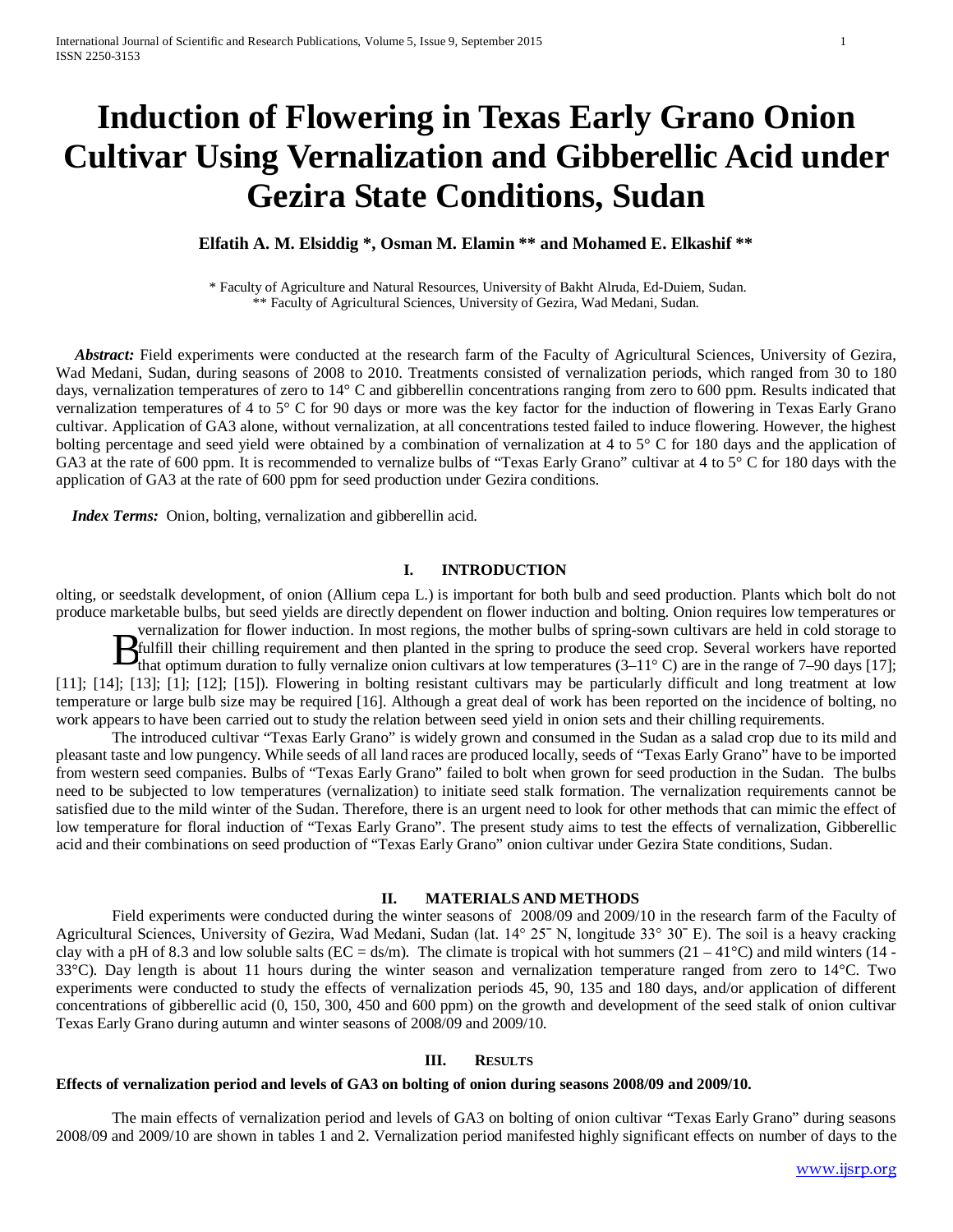# Induction of Flowering in Texas Early Grano Onion Cultivar Using Vernalization and Gibberellic Acid under Gezira State Conditions, Sudan

**Elfatih A. M. Elsiddig \*, Osman M. Elamin \*\* and Mohamed E. Elkashif \*\***

\* Faculty of Agriculture and Natural Resources, University of Bakht Alruda, Ed-Duiem, Sudan.
\*\* Faculty of Agricultural Sciences, University of Gezira, Wad Medani, Sudan.

***Abstract:*** Field experiments were conducted at the research farm of the Faculty of Agricultural Sciences, University of Gezira, Wad Medani, Sudan, during seasons of 2008 to 2010. Treatments consisted of vernalization periods, which ranged from 30 to 180 days, vernalization temperatures of zero to 14° C and gibberellin concentrations ranging from zero to 600 ppm. Results indicated that vernalization temperatures of 4 to 5° C for 90 days or more was the key factor for the induction of flowering in Texas Early Grano cultivar. Application of GA3 alone, without vernalization, at all concentrations tested failed to induce flowering. However, the highest bolting percentage and seed yield were obtained by a combination of vernalization at 4 to 5° C for 180 days and the application of GA3 at the rate of 600 ppm. It is recommended to vernalize bulbs of "Texas Early Grano" cultivar at 4 to 5° C for 180 days with the application of GA3 at the rate of 600 ppm for seed production under Gezira conditions.

***Index Terms:*** Onion, bolting, vernalization and gibberellin acid.

## I. INTRODUCTION

Bolting, or seedstalk development, of onion (Allium cepa L.) is important for both bulb and seed production. Plants which bolt do not produce marketable bulbs, but seed yields are directly dependent on flower induction and bolting. Onion requires low temperatures or vernalization for flower induction. In most regions, the mother bulbs of spring-sown cultivars are held in cold storage to fulfill their chilling requirement and then planted in the spring to produce the seed crop. Several workers have reported that optimum duration to fully vernalize onion cultivars at low temperatures (3–11° C) are in the range of 7–90 days [17]; [11]; [14]; [13]; [1]; [12]; [15]). Flowering in bolting resistant cultivars may be particularly difficult and long treatment at low temperature or large bulb size may be required [16]. Although a great deal of work has been reported on the incidence of bolting, no work appears to have been carried out to study the relation between seed yield in onion sets and their chilling requirements.

The introduced cultivar "Texas Early Grano" is widely grown and consumed in the Sudan as a salad crop due to its mild and pleasant taste and low pungency. While seeds of all land races are produced locally, seeds of "Texas Early Grano" have to be imported from western seed companies. Bulbs of "Texas Early Grano" failed to bolt when grown for seed production in the Sudan. The bulbs need to be subjected to low temperatures (vernalization) to initiate seed stalk formation. The vernalization requirements cannot be satisfied due to the mild winter of the Sudan. Therefore, there is an urgent need to look for other methods that can mimic the effect of low temperature for floral induction of "Texas Early Grano". The present study aims to test the effects of vernalization, Gibberellic acid and their combinations on seed production of "Texas Early Grano" onion cultivar under Gezira State conditions, Sudan.

## II. MATERIALS AND METHODS

Field experiments were conducted during the winter seasons of 2008/09 and 2009/10 in the research farm of the Faculty of Agricultural Sciences, University of Gezira, Wad Medani, Sudan (lat. 14° 25¯ N, longitude 33° 30¯ E). The soil is a heavy cracking clay with a pH of 8.3 and low soluble salts (EC = ds/m). The climate is tropical with hot summers (21 – 41°C) and mild winters (14 - 33°C). Day length is about 11 hours during the winter season and vernalization temperature ranged from zero to 14°C. Two experiments were conducted to study the effects of vernalization periods 45, 90, 135 and 180 days, and/or application of different concentrations of gibberellic acid (0, 150, 300, 450 and 600 ppm) on the growth and development of the seed stalk of onion cultivar Texas Early Grano during autumn and winter seasons of 2008/09 and 2009/10.

## III. RESULTS

**Effects of vernalization period and levels of GA3 on bolting of onion during seasons 2008/09 and 2009/10.**

The main effects of vernalization period and levels of GA3 on bolting of onion cultivar "Texas Early Grano" during seasons 2008/09 and 2009/10 are shown in tables 1 and 2. Vernalization period manifested highly significant effects on number of days to the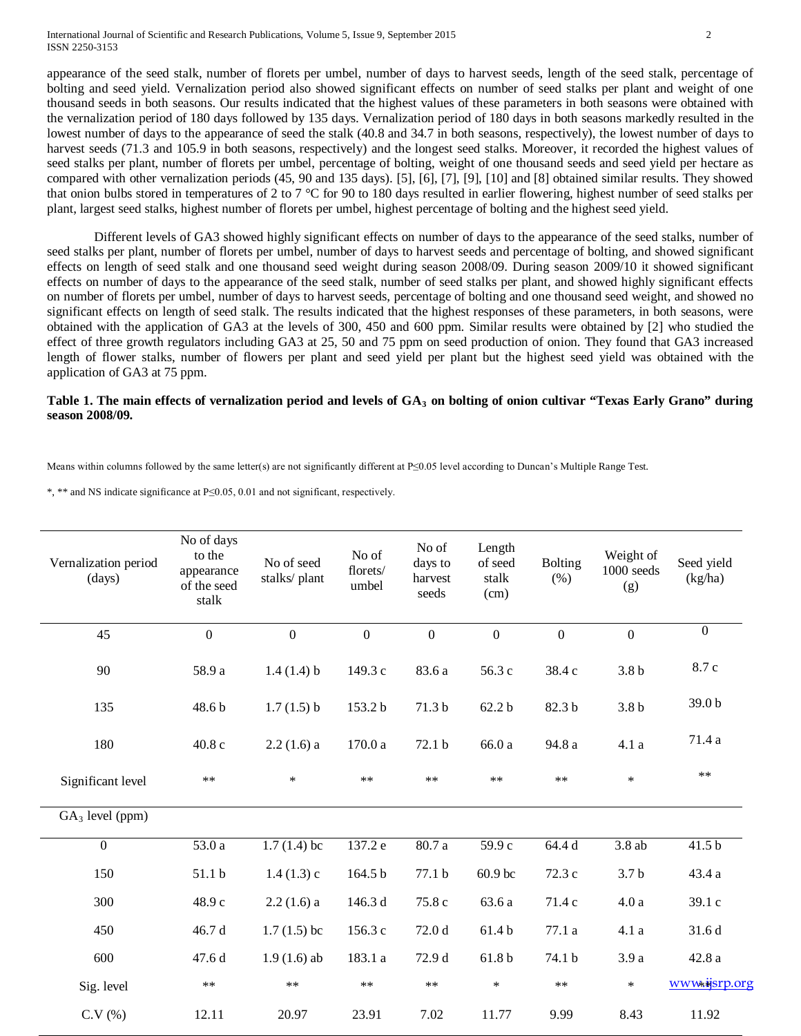appearance of the seed stalk, number of florets per umbel, number of days to harvest seeds, length of the seed stalk, percentage of bolting and seed yield. Vernalization period also showed significant effects on number of seed stalks per plant and weight of one thousand seeds in both seasons. Our results indicated that the highest values of these parameters in both seasons were obtained with the vernalization period of 180 days followed by 135 days. Vernalization period of 180 days in both seasons markedly resulted in the lowest number of days to the appearance of seed the stalk (40.8 and 34.7 in both seasons, respectively), the lowest number of days to harvest seeds (71.3 and 105.9 in both seasons, respectively) and the longest seed stalks. Moreover, it recorded the highest values of seed stalks per plant, number of florets per umbel, percentage of bolting, weight of one thousand seeds and seed yield per hectare as compared with other vernalization periods (45, 90 and 135 days). [5], [6], [7], [9], [10] and [8] obtained similar results. They showed that onion bulbs stored in temperatures of 2 to 7 °C for 90 to 180 days resulted in earlier flowering, highest number of seed stalks per plant, largest seed stalks, highest number of florets per umbel, highest percentage of bolting and the highest seed yield.

Different levels of $GA_3$ showed highly significant effects on number of days to the appearance of the seed stalks, number of seed stalks per plant, number of florets per umbel, number of days to harvest seeds and percentage of bolting, and showed significant effects on length of seed stalk and one thousand seed weight during season 2008/09. During season 2009/10 it showed significant effects on number of days to the appearance of the seed stalk, number of seed stalks per plant, and showed highly significant effects on number of florets per umbel, number of days to harvest seeds, percentage of bolting and one thousand seed weight, and showed no significant effects on length of seed stalk. The results indicated that the highest responses of these parameters, in both seasons, were obtained with the application of $GA_3$ at the levels of 300, 450 and 600 ppm. Similar results were obtained by [2] who studied the effect of three growth regulators including $GA_3$ at 25, 50 and 75 ppm on seed production of onion. They found that $GA_3$ increased length of flower stalks, number of flowers per plant and seed yield per plant but the highest seed yield was obtained with the application of $GA_3$ at 75 ppm.

**Table 1. The main effects of vernalization period and levels of $GA_3$ on bolting of onion cultivar "Texas Early Grano" during season 2008/09.**

| Vernalization period (days) | No of days to the appearance of the seed stalk | No of seed stalks/ plant | No of florets/ umbel | No of days to harvest seeds | Length of seed stalk (cm) | Bolting (%) | Weight of 1000 seeds (g) | Seed yield (kg/ha) |
|---|---|---|---|---|---|---|---|---|
| 45 | 0 | 0 | 0 | 0 | 0 | 0 | 0 | 0 |
| 90 | 58.9 a | 1.4 (1.4) b | 149.3 c | 83.6 a | 56.3 c | 38.4 c | 3.8 b | 8.7 c |
| 135 | 48.6 b | 1.7 (1.5) b | 153.2 b | 71.3 b | 62.2 b | 82.3 b | 3.8 b | 39.0 b |
| 180 | 40.8 c | 2.2 (1.6) a | 170.0 a | 72.1 b | 66.0 a | 94.8 a | 4.1 a | 71.4 a |
| Significant level | ** | * | ** | ** | ** | ** | * | ** |
| $GA_3$ level (ppm) | | | | | | | | |
| 0 | 53.0 a | 1.7 (1.4) bc | 137.2 e | 80.7 a | 59.9 c | 64.4 d | 3.8 ab | 41.5 b |
| 150 | 51.1 b | 1.4 (1.3) c | 164.5 b | 77.1 b | 60.9 bc | 72.3 c | 3.7 b | 43.4 a |
| 300 | 48.9 c | 2.2 (1.6) a | 146.3 d | 75.8 c | 63.6 a | 71.4 c | 4.0 a | 39.1 c |
| 450 | 46.7 d | 1.7 (1.5) bc | 156.3 c | 72.0 d | 61.4 b | 77.1 a | 4.1 a | 31.6 d |
| 600 | 47.6 d | 1.9 (1.6) ab | 183.1 a | 72.9 d | 61.8 b | 74.1 b | 3.9 a | 42.8 a |
| Sig. level | ** | ** | ** | ** | * | ** | * | ** |
| C.V (%) | 12.11 | 20.97 | 23.91 | 7.02 | 11.77 | 9.99 | 8.43 | 11.92 |

Means within columns followed by the same letter(s) are not significantly different at P≤0.05 level according to Duncan's Multiple Range Test.

*, ** and NS indicate significance at P≤0.05, 0.01 and not significant, respectively.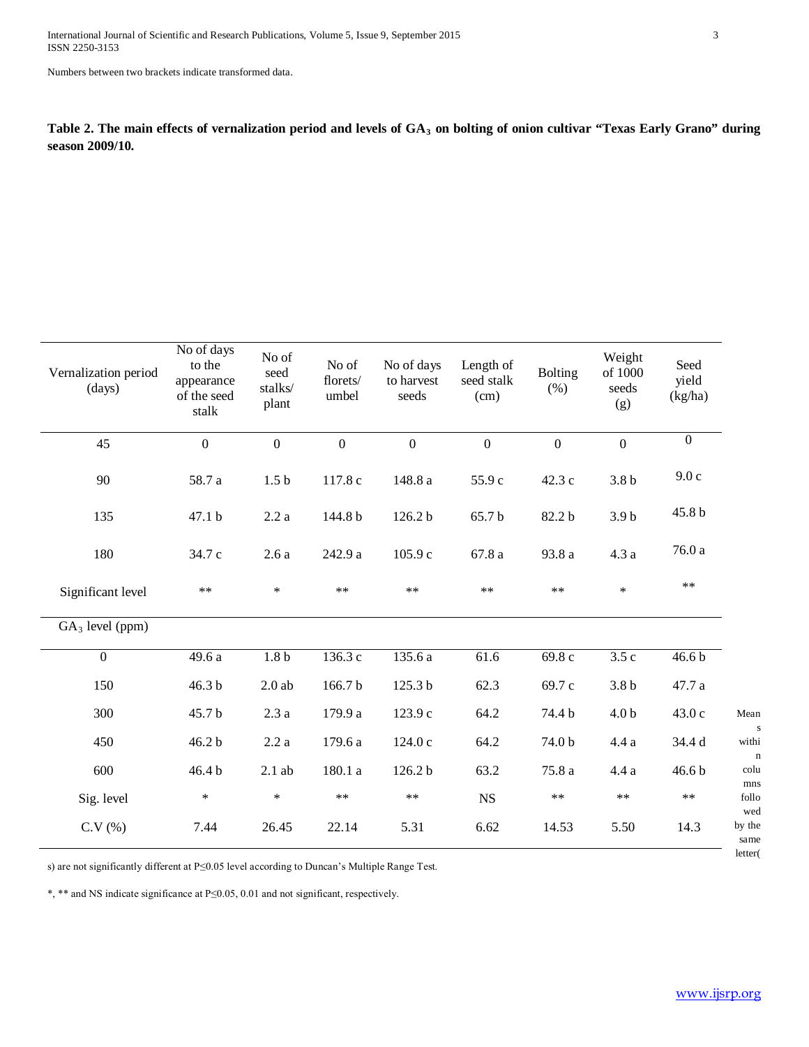Numbers between two brackets indicate transformed data.

**Table 2. The main effects of vernalization period and levels of $GA_3$ on bolting of onion cultivar "Texas Early Grano" during season 2009/10.**

| Vernalization period (days) | No of days to the appearance of the seed stalk | No of seed stalks/ plant | No of florets/ umbel | No of days to harvest seeds | Length of seed stalk (cm) | Bolting (%) | Weight of 1000 seeds (g) | Seed yield (kg/ha) |
|---|---|---|---|---|---|---|---|---|
| 45 | 0 | 0 | 0 | 0 | 0 | 0 | 0 | 0 |
| 90 | 58.7 a | 1.5 b | 117.8 c | 148.8 a | 55.9 c | 42.3 c | 3.8 b | 9.0 c |
| 135 | 47.1 b | 2.2 a | 144.8 b | 126.2 b | 65.7 b | 82.2 b | 3.9 b | 45.8 b |
| 180 | 34.7 c | 2.6 a | 242.9 a | 105.9 c | 67.8 a | 93.8 a | 4.3 a | 76.0 a |
| Significant level | ** | * | ** | ** | ** | ** | * | ** |
| $GA_3$ level (ppm) | | | | | | | | |
| 0 | 49.6 a | 1.8 b | 136.3 c | 135.6 a | 61.6 | 69.8 c | 3.5 c | 46.6 b |
| 150 | 46.3 b | 2.0 ab | 166.7 b | 125.3 b | 62.3 | 69.7 c | 3.8 b | 47.7 a |
| 300 | 45.7 b | 2.3 a | 179.9 a | 123.9 c | 64.2 | 74.4 b | 4.0 b | 43.0 c |
| 450 | 46.2 b | 2.2 a | 179.6 a | 124.0 c | 64.2 | 74.0 b | 4.4 a | 34.4 d |
| 600 | 46.4 b | 2.1 ab | 180.1 a | 126.2 b | 63.2 | 75.8 a | 4.4 a | 46.6 b |
| Sig. level | * | * | ** | ** | NS | ** | ** | ** |
| C.V (%) | 7.44 | 26.45 | 22.14 | 5.31 | 6.62 | 14.53 | 5.50 | 14.3 |

Means within columns followed by the same letter(s) are not significantly different at P≤0.05 level according to Duncan's Multiple Range Test.

*, ** and NS indicate significance at P≤0.05, 0.01 and not significant, respectively.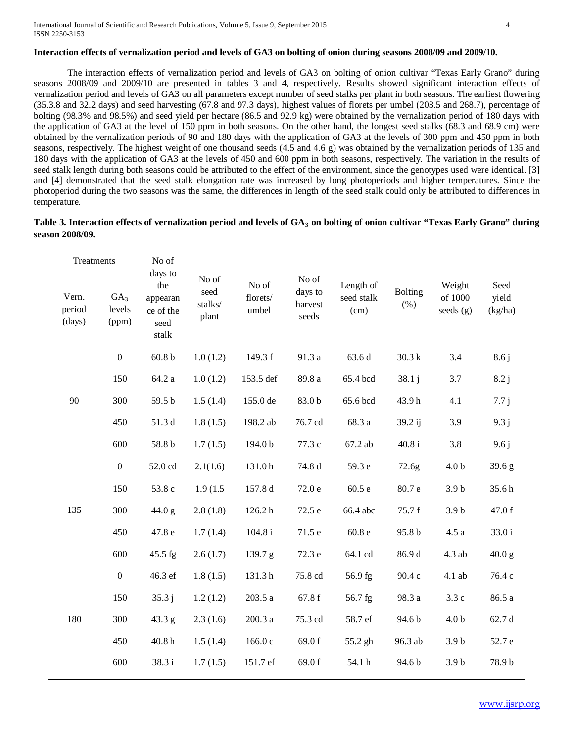**Interaction effects of vernalization period and levels of GA3 on bolting of onion during seasons 2008/09 and 2009/10.**

The interaction effects of vernalization period and levels of GA3 on bolting of onion cultivar "Texas Early Grano" during seasons 2008/09 and 2009/10 are presented in tables 3 and 4, respectively. Results showed significant interaction effects of vernalization period and levels of GA3 on all parameters except number of seed stalks per plant in both seasons. The earliest flowering (35.3.8 and 32.2 days) and seed harvesting (67.8 and 97.3 days), highest values of florets per umbel (203.5 and 268.7), percentage of bolting (98.3% and 98.5%) and seed yield per hectare (86.5 and 92.9 kg) were obtained by the vernalization period of 180 days with the application of GA3 at the level of 150 ppm in both seasons. On the other hand, the longest seed stalks (68.3 and 68.9 cm) were obtained by the vernalization periods of 90 and 180 days with the application of GA3 at the levels of 300 ppm and 450 ppm in both seasons, respectively. The highest weight of one thousand seeds (4.5 and 4.6 g) was obtained by the vernalization periods of 135 and 180 days with the application of GA3 at the levels of 450 and 600 ppm in both seasons, respectively. The variation in the results of seed stalk length during both seasons could be attributed to the effect of the environment, since the genotypes used were identical. [3] and [4] demonstrated that the seed stalk elongation rate was increased by long photoperiods and higher temperatures. Since the photoperiod during the two seasons was the same, the differences in length of the seed stalk could only be attributed to differences in temperature.

**Table 3. Interaction effects of vernalization period and levels of $GA_3$ on bolting of onion cultivar "Texas Early Grano" during season 2008/09.**

| Treatments | | No of days to the appearance of the seed stalk | No of seed stalks/ plant | No of florets/ umbel | No of days to harvest seeds | Length of seed stalk (cm) | Bolting (%) | Weight of 1000 seeds (g) | Seed yield (kg/ha) |
|---|---|---|---|---|---|---|---|---|---|
| Vern. period (days) | $GA_3$ levels (ppm) | | | | | | | | |
| 90 | 0 | 60.8 b | 1.0 (1.2) | 149.3 f | 91.3 a | 63.6 d | 30.3 k | 3.4 | 8.6 j |
| | 150 | 64.2 a | 1.0 (1.2) | 153.5 def | 89.8 a | 65.4 bcd | 38.1 j | 3.7 | 8.2 j |
| | 300 | 59.5 b | 1.5 (1.4) | 155.0 de | 83.0 b | 65.6 bcd | 43.9 h | 4.1 | 7.7 j |
| | 450 | 51.3 d | 1.8 (1.5) | 198.2 ab | 76.7 cd | 68.3 a | 39.2 ij | 3.9 | 9.3 j |
| | 600 | 58.8 b | 1.7 (1.5) | 194.0 b | 77.3 c | 67.2 ab | 40.8 i | 3.8 | 9.6 j |
| 135 | 0 | 52.0 cd | 2.1(1.6) | 131.0 h | 74.8 d | 59.3 e | 72.6g | 4.0 b | 39.6 g |
| | 150 | 53.8 c | 1.9 (1.5 | 157.8 d | 72.0 e | 60.5 e | 80.7 e | 3.9 b | 35.6 h |
| | 300 | 44.0 g | 2.8 (1.8) | 126.2 h | 72.5 e | 66.4 abc | 75.7 f | 3.9 b | 47.0 f |
| | 450 | 47.8 e | 1.7 (1.4) | 104.8 i | 71.5 e | 60.8 e | 95.8 b | 4.5 a | 33.0 i |
| | 600 | 45.5 fg | 2.6 (1.7) | 139.7 g | 72.3 e | 64.1 cd | 86.9 d | 4.3 ab | 40.0 g |
| 180 | 0 | 46.3 ef | 1.8 (1.5) | 131.3 h | 75.8 cd | 56.9 fg | 90.4 c | 4.1 ab | 76.4 c |
| | 150 | 35.3 j | 1.2 (1.2) | 203.5 a | 67.8 f | 56.7 fg | 98.3 a | 3.3 c | 86.5 a |
| | 300 | 43.3 g | 2.3 (1.6) | 200.3 a | 75.3 cd | 58.7 ef | 94.6 b | 4.0 b | 62.7 d |
| | 450 | 40.8 h | 1.5 (1.4) | 166.0 c | 69.0 f | 55.2 gh | 96.3 ab | 3.9 b | 52.7 e |
| | 600 | 38.3 i | 1.7 (1.5) | 151.7 ef | 69.0 f | 54.1 h | 94.6 b | 3.9 b | 78.9 b |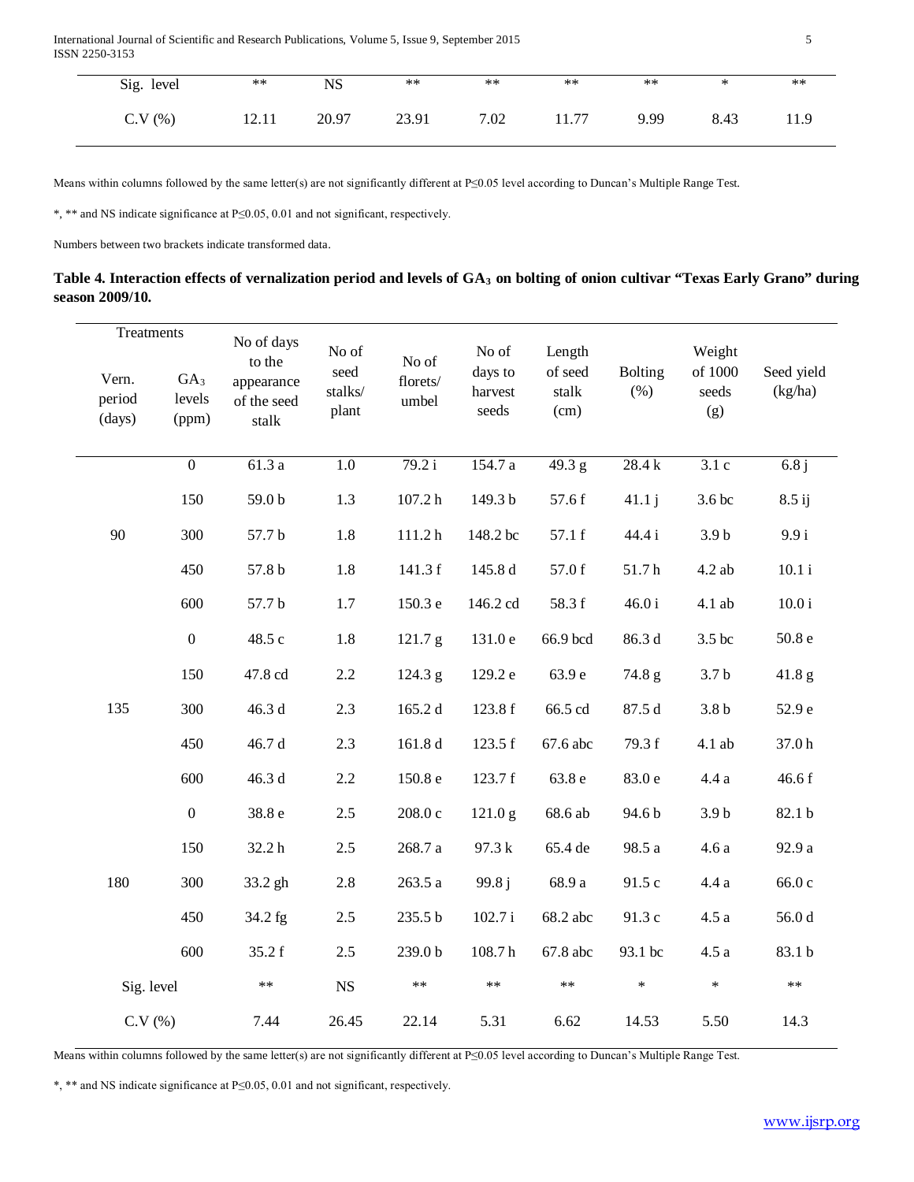| Sig. level | ** | NS | ** | ** | ** | ** | * | ** |
|---|---|---|---|---|---|---|---|---|
| C.V (%) | 12.11 | 20.97 | 23.91 | 7.02 | 11.77 | 9.99 | 8.43 | 11.9 |

Means within columns followed by the same letter(s) are not significantly different at P≤0.05 level according to Duncan's Multiple Range Test.

*, ** and NS indicate significance at P≤0.05, 0.01 and not significant, respectively.

Numbers between two brackets indicate transformed data.

**Table 4. Interaction effects of vernalization period and levels of $GA_3$ on bolting of onion cultivar "Texas Early Grano" during season 2009/10.**

| Treatments | | No of days to the appearance of the seed stalk | No of seed stalks/ plant | No of florets/ umbel | No of days to harvest seeds | Length of seed stalk (cm) | Bolting (%) | Weight of 1000 seeds (g) | Seed yield (kg/ha) |
|---|---|---|---|---|---|---|---|---|---|
| Vern. period (days) | $GA_3$ levels (ppm) | | | | | | | | |
| 90 | 0 | 61.3 a | 1.0 | 79.2 i | 154.7 a | 49.3 g | 28.4 k | 3.1 c | 6.8 j |
| | 150 | 59.0 b | 1.3 | 107.2 h | 149.3 b | 57.6 f | 41.1 j | 3.6 bc | 8.5 ij |
| | 300 | 57.7 b | 1.8 | 111.2 h | 148.2 bc | 57.1 f | 44.4 i | 3.9 b | 9.9 i |
| | 450 | 57.8 b | 1.8 | 141.3 f | 145.8 d | 57.0 f | 51.7 h | 4.2 ab | 10.1 i |
| | 600 | 57.7 b | 1.7 | 150.3 e | 146.2 cd | 58.3 f | 46.0 i | 4.1 ab | 10.0 i |
| 135 | 0 | 48.5 c | 1.8 | 121.7 g | 131.0 e | 66.9 bcd | 86.3 d | 3.5 bc | 50.8 e |
| | 150 | 47.8 cd | 2.2 | 124.3 g | 129.2 e | 63.9 e | 74.8 g | 3.7 b | 41.8 g |
| | 300 | 46.3 d | 2.3 | 165.2 d | 123.8 f | 66.5 cd | 87.5 d | 3.8 b | 52.9 e |
| | 450 | 46.7 d | 2.3 | 161.8 d | 123.5 f | 67.6 abc | 79.3 f | 4.1 ab | 37.0 h |
| | 600 | 46.3 d | 2.2 | 150.8 e | 123.7 f | 63.8 e | 83.0 e | 4.4 a | 46.6 f |
| 180 | 0 | 38.8 e | 2.5 | 208.0 c | 121.0 g | 68.6 ab | 94.6 b | 3.9 b | 82.1 b |
| | 150 | 32.2 h | 2.5 | 268.7 a | 97.3 k | 65.4 de | 98.5 a | 4.6 a | 92.9 a |
| | 300 | 33.2 gh | 2.8 | 263.5 a | 99.8 j | 68.9 a | 91.5 c | 4.4 a | 66.0 c |
| | 450 | 34.2 fg | 2.5 | 235.5 b | 102.7 i | 68.2 abc | 91.3 c | 4.5 a | 56.0 d |
| | 600 | 35.2 f | 2.5 | 239.0 b | 108.7 h | 67.8 abc | 93.1 bc | 4.5 a | 83.1 b |
| Sig. level | | ** | NS | ** | ** | ** | * | * | ** |
| C.V (%) | | 7.44 | 26.45 | 22.14 | 5.31 | 6.62 | 14.53 | 5.50 | 14.3 |

Means within columns followed by the same letter(s) are not significantly different at P≤0.05 level according to Duncan's Multiple Range Test.

*, ** and NS indicate significance at P≤0.05, 0.01 and not significant, respectively.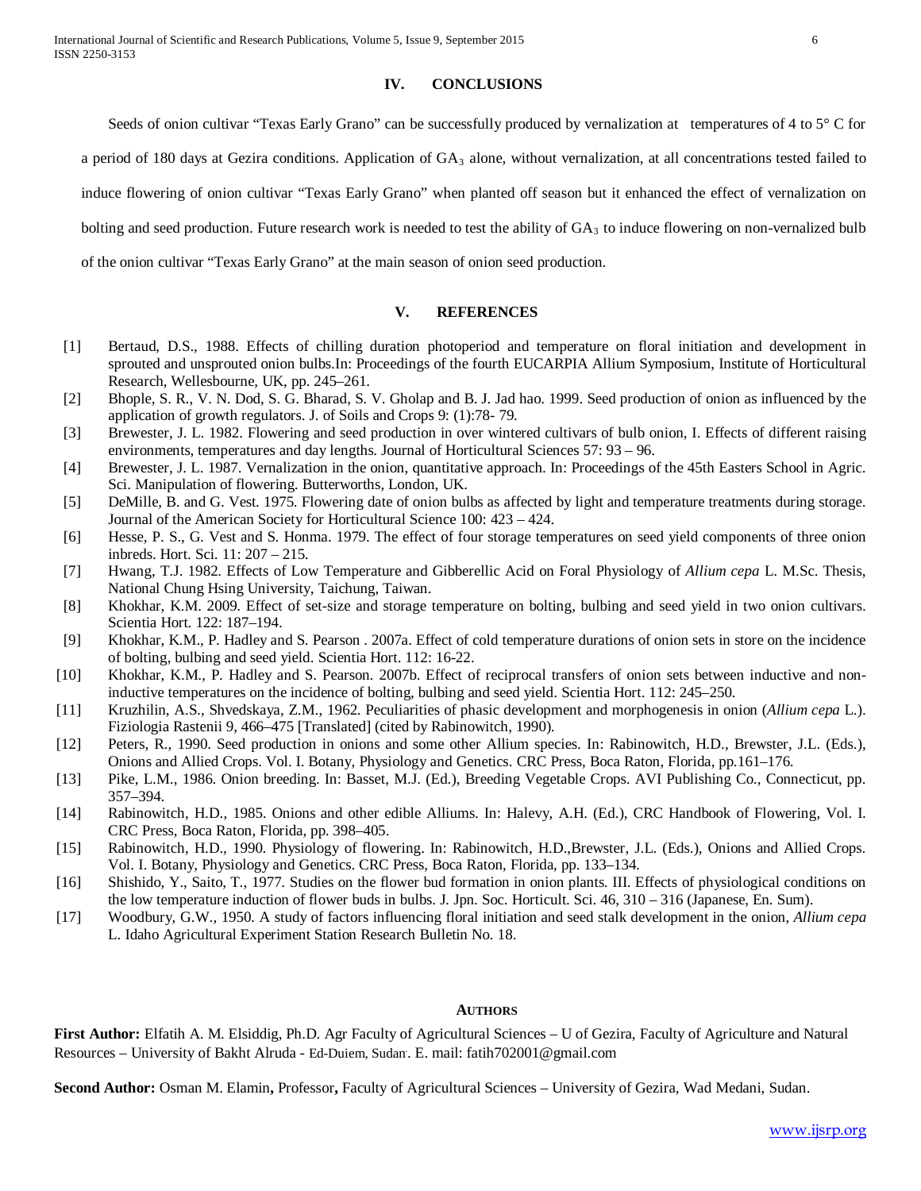## IV. CONCLUSIONS

Seeds of onion cultivar "Texas Early Grano" can be successfully produced by vernalization at temperatures of 4 to 5° C for a period of 180 days at Gezira conditions. Application of $GA_3$ alone, without vernalization, at all concentrations tested failed to induce flowering of onion cultivar "Texas Early Grano" when planted off season but it enhanced the effect of vernalization on bolting and seed production. Future research work is needed to test the ability of $GA_3$ to induce flowering on non-vernalized bulb of the onion cultivar "Texas Early Grano" at the main season of onion seed production.

## V. REFERENCES

[1] Bertaud, D.S., 1988. Effects of chilling duration photoperiod and temperature on floral initiation and development in sprouted and unsprouted onion bulbs.In: Proceedings of the fourth EUCARPIA Allium Symposium, Institute of Horticultural Research, Wellesbourne, UK, pp. 245–261.

[2] Bhople, S. R., V. N. Dod, S. G. Bharad, S. V. Gholap and B. J. Jad hao. 1999. Seed production of onion as influenced by the application of growth regulators. J. of Soils and Crops 9: (1):78- 79.

[3] Brewester, J. L. 1982. Flowering and seed production in over wintered cultivars of bulb onion, I. Effects of different raising environments, temperatures and day lengths. Journal of Horticultural Sciences 57: 93 – 96.

[4] Brewester, J. L. 1987. Vernalization in the onion, quantitative approach. In: Proceedings of the 45th Easters School in Agric. Sci. Manipulation of flowering. Butterworths, London, UK.

[5] DeMille, B. and G. Vest. 1975. Flowering date of onion bulbs as affected by light and temperature treatments during storage. Journal of the American Society for Horticultural Science 100: 423 – 424.

[6] Hesse, P. S., G. Vest and S. Honma. 1979. The effect of four storage temperatures on seed yield components of three onion inbreds. Hort. Sci. 11: 207 – 215.

[7] Hwang, T.J. 1982. Effects of Low Temperature and Gibberellic Acid on Foral Physiology of *Allium cepa* L. M.Sc. Thesis, National Chung Hsing University, Taichung, Taiwan.

[8] Khokhar, K.M. 2009. Effect of set-size and storage temperature on bolting, bulbing and seed yield in two onion cultivars. Scientia Hort. 122: 187–194.

[9] Khokhar, K.M., P. Hadley and S. Pearson . 2007a. Effect of cold temperature durations of onion sets in store on the incidence of bolting, bulbing and seed yield. Scientia Hort. 112: 16-22.

[10] Khokhar, K.M., P. Hadley and S. Pearson. 2007b. Effect of reciprocal transfers of onion sets between inductive and non-inductive temperatures on the incidence of bolting, bulbing and seed yield. Scientia Hort. 112: 245–250.

[11] Kruzhilin, A.S., Shvedskaya, Z.M., 1962. Peculiarities of phasic development and morphogenesis in onion (*Allium cepa* L.). Fiziologia Rastenii 9, 466–475 [Translated] (cited by Rabinowitch, 1990).

[12] Peters, R., 1990. Seed production in onions and some other Allium species. In: Rabinowitch, H.D., Brewster, J.L. (Eds.), Onions and Allied Crops. Vol. I. Botany, Physiology and Genetics. CRC Press, Boca Raton, Florida, pp.161–176.

[13] Pike, L.M., 1986. Onion breeding. In: Basset, M.J. (Ed.), Breeding Vegetable Crops. AVI Publishing Co., Connecticut, pp. 357–394.

[14] Rabinowitch, H.D., 1985. Onions and other edible Alliums. In: Halevy, A.H. (Ed.), CRC Handbook of Flowering, Vol. I. CRC Press, Boca Raton, Florida, pp. 398–405.

[15] Rabinowitch, H.D., 1990. Physiology of flowering. In: Rabinowitch, H.D.,Brewster, J.L. (Eds.), Onions and Allied Crops. Vol. I. Botany, Physiology and Genetics. CRC Press, Boca Raton, Florida, pp. 133–134.

[16] Shishido, Y., Saito, T., 1977. Studies on the flower bud formation in onion plants. III. Effects of physiological conditions on the low temperature induction of flower buds in bulbs. J. Jpn. Soc. Horticult. Sci. 46, 310 – 316 (Japanese, En. Sum).

[17] Woodbury, G.W., 1950. A study of factors influencing floral initiation and seed stalk development in the onion, *Allium cepa* L. Idaho Agricultural Experiment Station Research Bulletin No. 18.

### AUTHORS

**First Author:** Elfatih A. M. Elsiddig, Ph.D. Agr Faculty of Agricultural Sciences – U of Gezira, Faculty of Agriculture and Natural Resources – University of Bakht Alruda - Ed-Duiem, Sudan. E. mail: fatih702001@gmail.com

**Second Author:** Osman M. Elamin**,** Professor**,** Faculty of Agricultural Sciences – University of Gezira, Wad Medani, Sudan.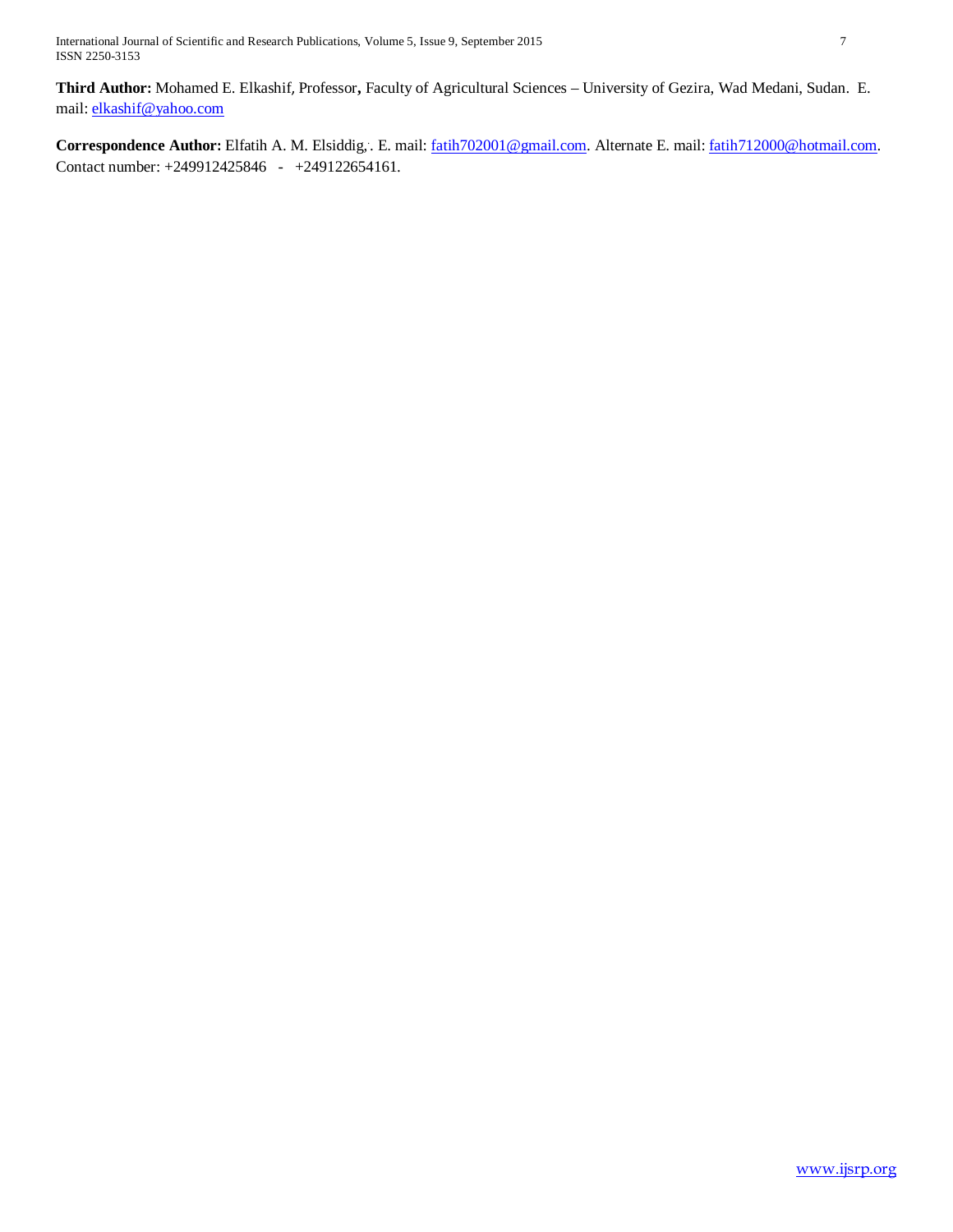**Third Author:** Mohamed E. Elkashif, Professor**,** Faculty of Agricultural Sciences – University of Gezira, Wad Medani, Sudan. E. mail: elkashif@yahoo.com

**Correspondence Author:** Elfatih A. M. Elsiddig,. E. mail: fatih702001@gmail.com. Alternate E. mail: fatih712000@hotmail.com. Contact number: +249912425846 - +249122654161.